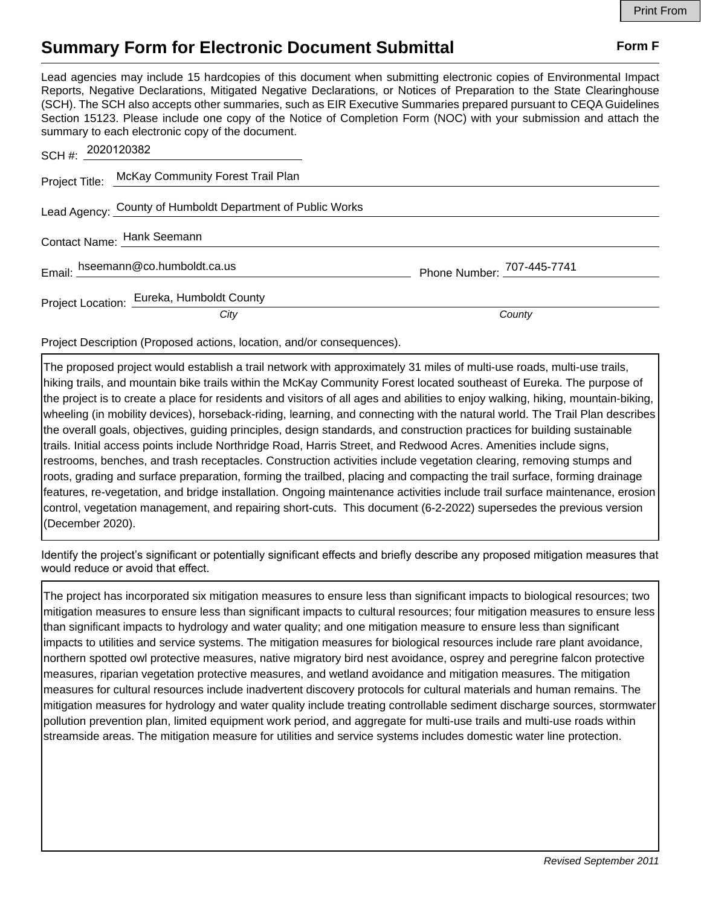# Summary Form for Electronic Document Submittal

**Form F**

Lead agencies may include 15 hardcopies of this document when submitting electronic copies of Environmental Impact Reports, Negative Declarations, Mitigated Negative Declarations, or Notices of Preparation to the State Clearinghouse (SCH). The SCH also accepts other summaries, such as EIR Executive Summaries prepared pursuant to CEQA Guidelines Section 15123. Please include one copy of the Notice of Completion Form (NOC) with your submission and attach the summary to each electronic copy of the document.

SCH #: 2020120382

Project Title: McKay Community Forest Trail Plan

Lead Agency: County of Humboldt Department of Public Works

Contact Name: Hank Seemann

Email: hseemann@co.humboldt.ca.us

Phone Number: 707-445-7741

Project Location: Eureka, Humboldt County

*City* *County*

Project Description (Proposed actions, location, and/or consequences).

The proposed project would establish a trail network with approximately 31 miles of multi-use roads, multi-use trails, hiking trails, and mountain bike trails within the McKay Community Forest located southeast of Eureka. The purpose of the project is to create a place for residents and visitors of all ages and abilities to enjoy walking, hiking, mountain-biking, wheeling (in mobility devices), horseback-riding, learning, and connecting with the natural world. The Trail Plan describes the overall goals, objectives, guiding principles, design standards, and construction practices for building sustainable trails. Initial access points include Northridge Road, Harris Street, and Redwood Acres. Amenities include signs, restrooms, benches, and trash receptacles. Construction activities include vegetation clearing, removing stumps and roots, grading and surface preparation, forming the trailbed, placing and compacting the trail surface, forming drainage features, re-vegetation, and bridge installation. Ongoing maintenance activities include trail surface maintenance, erosion control, vegetation management, and repairing short-cuts. This document (6-2-2022) supersedes the previous version (December 2020).

Identify the project's significant or potentially significant effects and briefly describe any proposed mitigation measures that would reduce or avoid that effect.

The project has incorporated six mitigation measures to ensure less than significant impacts to biological resources; two mitigation measures to ensure less than significant impacts to cultural resources; four mitigation measures to ensure less than significant impacts to hydrology and water quality; and one mitigation measure to ensure less than significant impacts to utilities and service systems. The mitigation measures for biological resources include rare plant avoidance, northern spotted owl protective measures, native migratory bird nest avoidance, osprey and peregrine falcon protective measures, riparian vegetation protective measures, and wetland avoidance and mitigation measures. The mitigation measures for cultural resources include inadvertent discovery protocols for cultural materials and human remains. The mitigation measures for hydrology and water quality include treating controllable sediment discharge sources, stormwater pollution prevention plan, limited equipment work period, and aggregate for multi-use trails and multi-use roads within streamside areas. The mitigation measure for utilities and service systems includes domestic water line protection.

*Revised September 2011*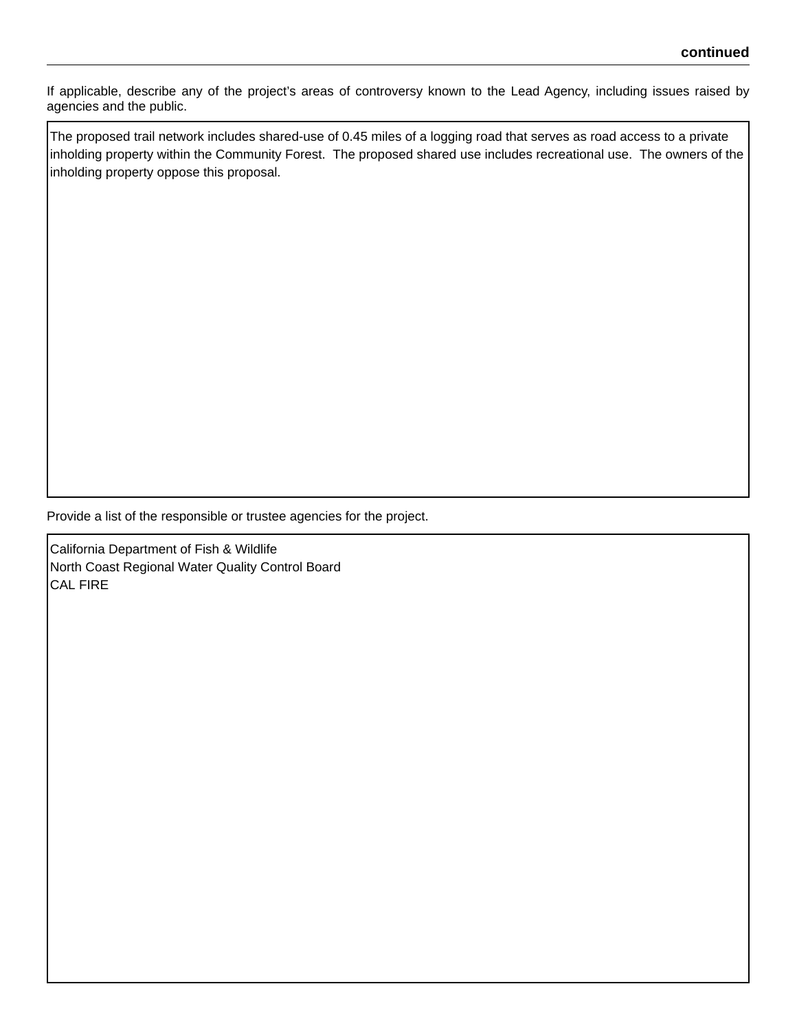**continued**

If applicable, describe any of the project's areas of controversy known to the Lead Agency, including issues raised by agencies and the public.

The proposed trail network includes shared-use of 0.45 miles of a logging road that serves as road access to a private inholding property within the Community Forest. The proposed shared use includes recreational use. The owners of the inholding property oppose this proposal.

Provide a list of the responsible or trustee agencies for the project.

California Department of Fish & Wildlife
North Coast Regional Water Quality Control Board
CAL FIRE